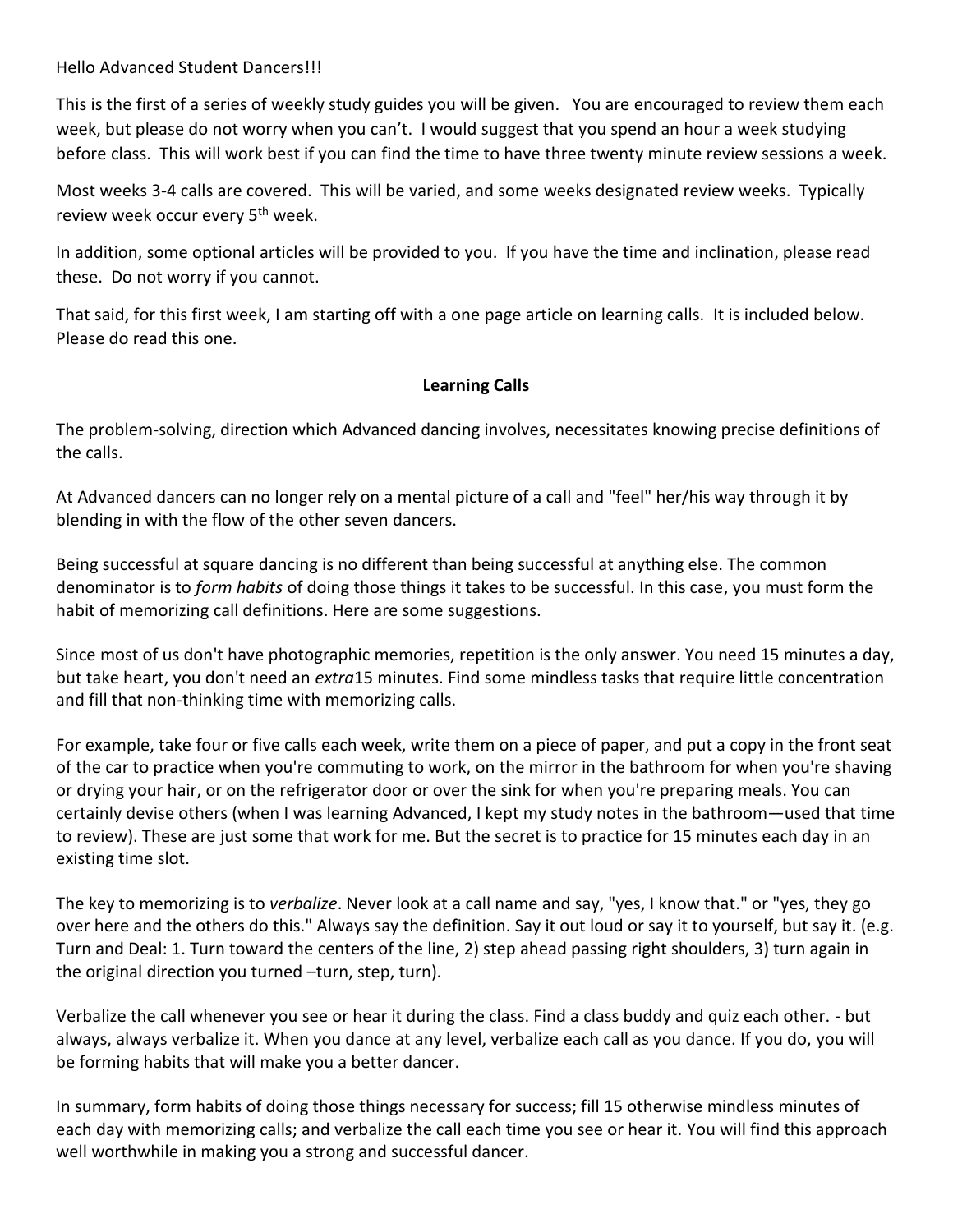Hello Advanced Student Dancers!!!

This is the first of a series of weekly study guides you will be given. You are encouraged to review them each week, but please do not worry when you can't. I would suggest that you spend an hour a week studying before class. This will work best if you can find the time to have three twenty minute review sessions a week.

Most weeks 3-4 calls are covered. This will be varied, and some weeks designated review weeks. Typically review week occur every 5th week.

In addition, some optional articles will be provided to you. If you have the time and inclination, please read these. Do not worry if you cannot.

That said, for this first week, I am starting off with a one page article on learning calls. It is included below. Please do read this one.

## Learning Calls

The problem-solving, direction which Advanced dancing involves, necessitates knowing precise definitions of the calls.

At Advanced dancers can no longer rely on a mental picture of a call and "feel" her/his way through it by blending in with the flow of the other seven dancers.

Being successful at square dancing is no different than being successful at anything else. The common denominator is to *form habits* of doing those things it takes to be successful. In this case, you must form the habit of memorizing call definitions. Here are some suggestions.

Since most of us don't have photographic memories, repetition is the only answer. You need 15 minutes a day, but take heart, you don't need an *extra*15 minutes. Find some mindless tasks that require little concentration and fill that non-thinking time with memorizing calls.

For example, take four or five calls each week, write them on a piece of paper, and put a copy in the front seat of the car to practice when you're commuting to work, on the mirror in the bathroom for when you're shaving or drying your hair, or on the refrigerator door or over the sink for when you're preparing meals. You can certainly devise others (when I was learning Advanced, I kept my study notes in the bathroom—used that time to review). These are just some that work for me. But the secret is to practice for 15 minutes each day in an existing time slot.

The key to memorizing is to *verbalize*. Never look at a call name and say, "yes, I know that." or "yes, they go over here and the others do this." Always say the definition. Say it out loud or say it to yourself, but say it. (e.g. Turn and Deal: 1. Turn toward the centers of the line, 2) step ahead passing right shoulders, 3) turn again in the original direction you turned –turn, step, turn).

Verbalize the call whenever you see or hear it during the class. Find a class buddy and quiz each other. - but always, always verbalize it. When you dance at any level, verbalize each call as you dance. If you do, you will be forming habits that will make you a better dancer.

In summary, form habits of doing those things necessary for success; fill 15 otherwise mindless minutes of each day with memorizing calls; and verbalize the call each time you see or hear it. You will find this approach well worthwhile in making you a strong and successful dancer.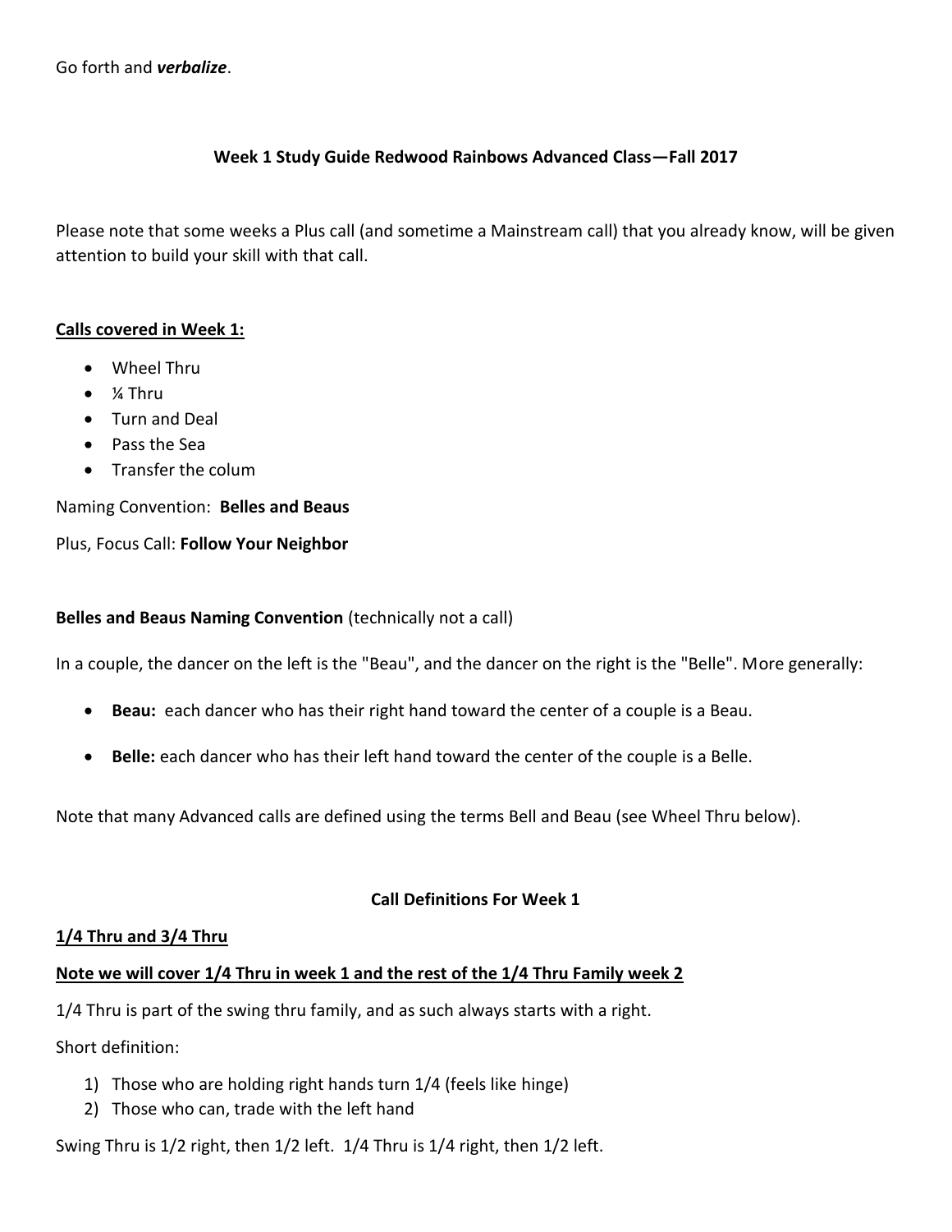Go forth and ***verbalize***.

**Week 1 Study Guide Redwood Rainbows Advanced Class—Fall 2017**

Please note that some weeks a Plus call (and sometime a Mainstream call) that you already know, will be given attention to build your skill with that call.

**Calls covered in Week 1:**

- Wheel Thru
- ¼ Thru
- Turn and Deal
- Pass the Sea
- Transfer the colum

Naming Convention: **Belles and Beaus**

Plus, Focus Call: **Follow Your Neighbor**

**Belles and Beaus Naming Convention** (technically not a call)

In a couple, the dancer on the left is the "Beau", and the dancer on the right is the "Belle". More generally:

- **Beau:** each dancer who has their right hand toward the center of a couple is a Beau.
- **Belle:** each dancer who has their left hand toward the center of the couple is a Belle.

Note that many Advanced calls are defined using the terms Bell and Beau (see Wheel Thru below).

**Call Definitions For Week 1**

**1/4 Thru and 3/4 Thru**

**Note we will cover 1/4 Thru in week 1 and the rest of the 1/4 Thru Family week 2**

1/4 Thru is part of the swing thru family, and as such always starts with a right.

Short definition:

1) Those who are holding right hands turn 1/4 (feels like hinge)
2) Those who can, trade with the left hand

Swing Thru is 1/2 right, then 1/2 left. 1/4 Thru is 1/4 right, then 1/2 left.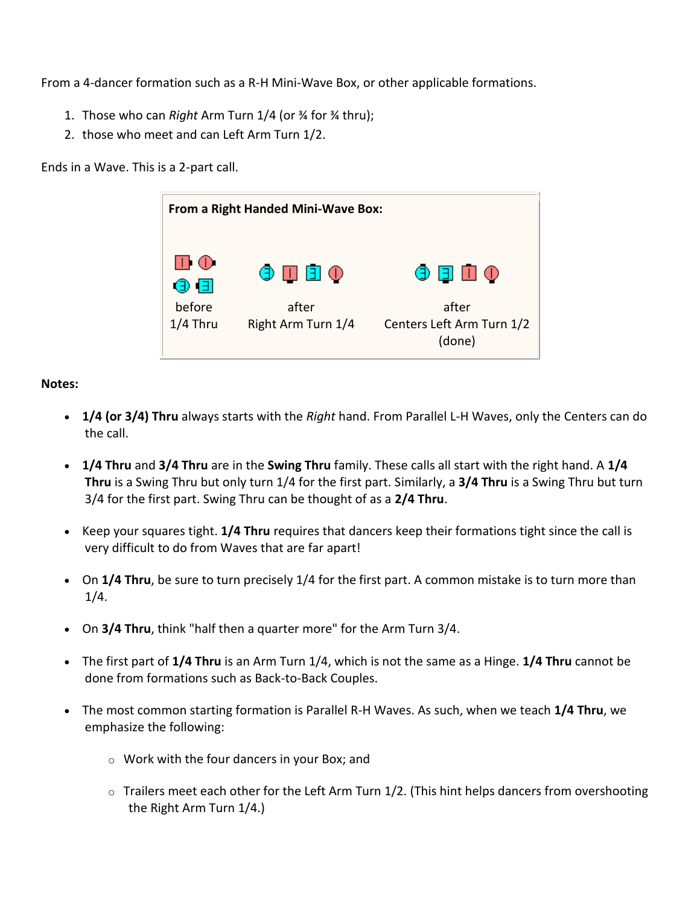From a 4-dancer formation such as a R-H Mini-Wave Box, or other applicable formations.

1. Those who can *Right* Arm Turn 1/4 (or ¾ for ¾ thru);
2. those who meet and can Left Arm Turn 1/2.

Ends in a Wave. This is a 2-part call.

**From a Right Handed Mini-Wave Box:**

| before 1/4 Thru | after Right Arm Turn 1/4 | after Centers Left Arm Turn 1/2 (done) |
| --- | --- | --- |

**Notes:**

- **1/4 (or 3/4) Thru** always starts with the *Right* hand. From Parallel L-H Waves, only the Centers can do the call.
- **1/4 Thru** and **3/4 Thru** are in the **Swing Thru** family. These calls all start with the right hand. A **1/4 Thru** is a Swing Thru but only turn 1/4 for the first part. Similarly, a **3/4 Thru** is a Swing Thru but turn 3/4 for the first part. Swing Thru can be thought of as a **2/4 Thru**.
- Keep your squares tight. **1/4 Thru** requires that dancers keep their formations tight since the call is very difficult to do from Waves that are far apart!
- On **1/4 Thru**, be sure to turn precisely 1/4 for the first part. A common mistake is to turn more than 1/4.
- On **3/4 Thru**, think "half then a quarter more" for the Arm Turn 3/4.
- The first part of **1/4 Thru** is an Arm Turn 1/4, which is not the same as a Hinge. **1/4 Thru** cannot be done from formations such as Back-to-Back Couples.
- The most common starting formation is Parallel R-H Waves. As such, when we teach **1/4 Thru**, we emphasize the following:
    - Work with the four dancers in your Box; and
    - Trailers meet each other for the Left Arm Turn 1/2. (This hint helps dancers from overshooting the Right Arm Turn 1/4.)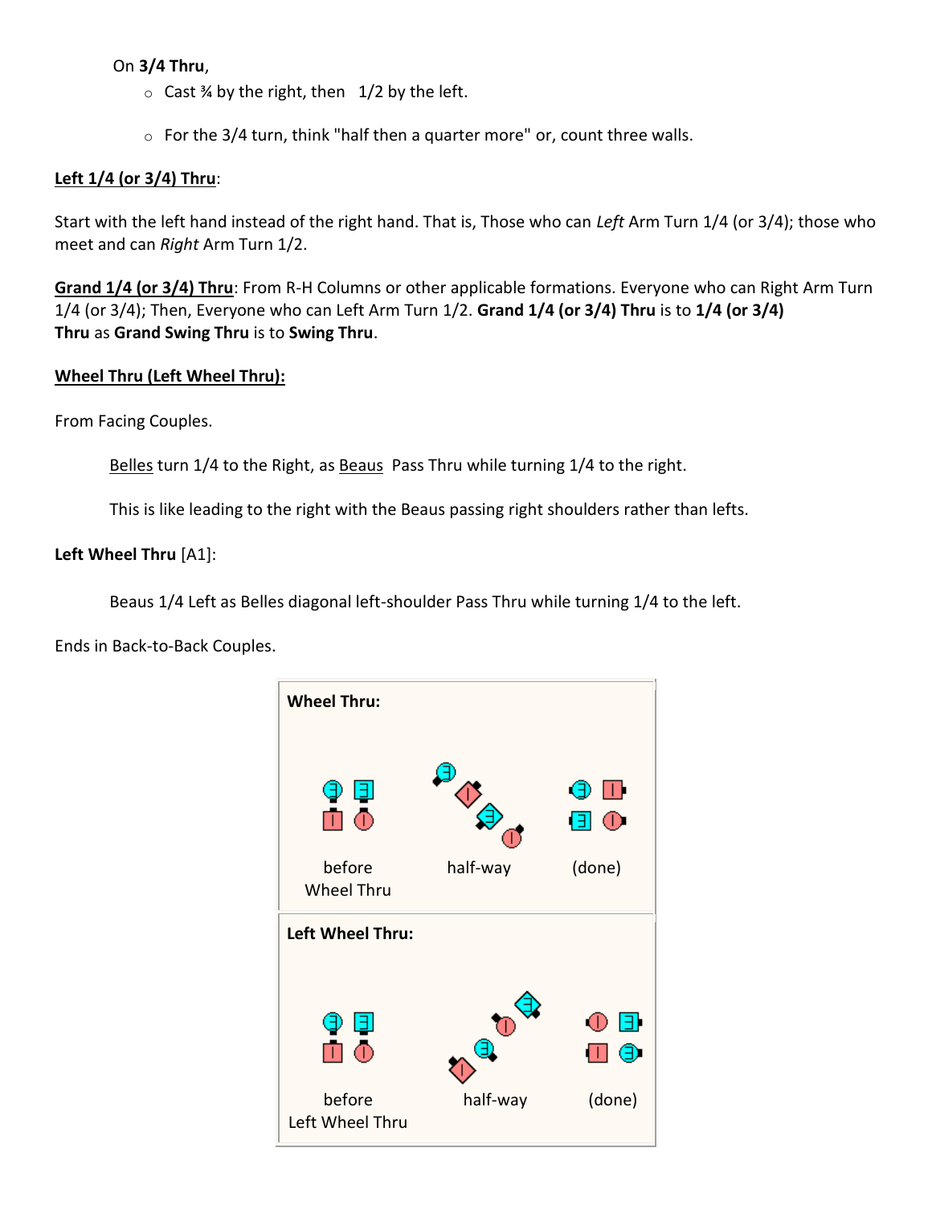On **3/4 Thru**,

- Cast ¾ by the right, then 1/2 by the left.
- For the 3/4 turn, think "half then a quarter more" or, count three walls.

**Left 1/4 (or 3/4) Thru**:

Start with the left hand instead of the right hand. That is, Those who can *Left* Arm Turn 1/4 (or 3/4); those who meet and can *Right* Arm Turn 1/2.

**Grand 1/4 (or 3/4) Thru**: From R-H Columns or other applicable formations. Everyone who can Right Arm Turn 1/4 (or 3/4); Then, Everyone who can Left Arm Turn 1/2. **Grand 1/4 (or 3/4) Thru** is to **1/4 (or 3/4) Thru** as **Grand Swing Thru** is to **Swing Thru**.

**Wheel Thru (Left Wheel Thru):**

From Facing Couples.

Belles turn 1/4 to the Right, as Beaus Pass Thru while turning 1/4 to the right.

This is like leading to the right with the Beaus passing right shoulders rather than lefts.

**Left Wheel Thru** [A1]:

Beaus 1/4 Left as Belles diagonal left-shoulder Pass Thru while turning 1/4 to the left.

Ends in Back-to-Back Couples.

**Wheel Thru:**

before Wheel Thru — half-way — (done)

**Left Wheel Thru:**

before Left Wheel Thru — half-way — (done)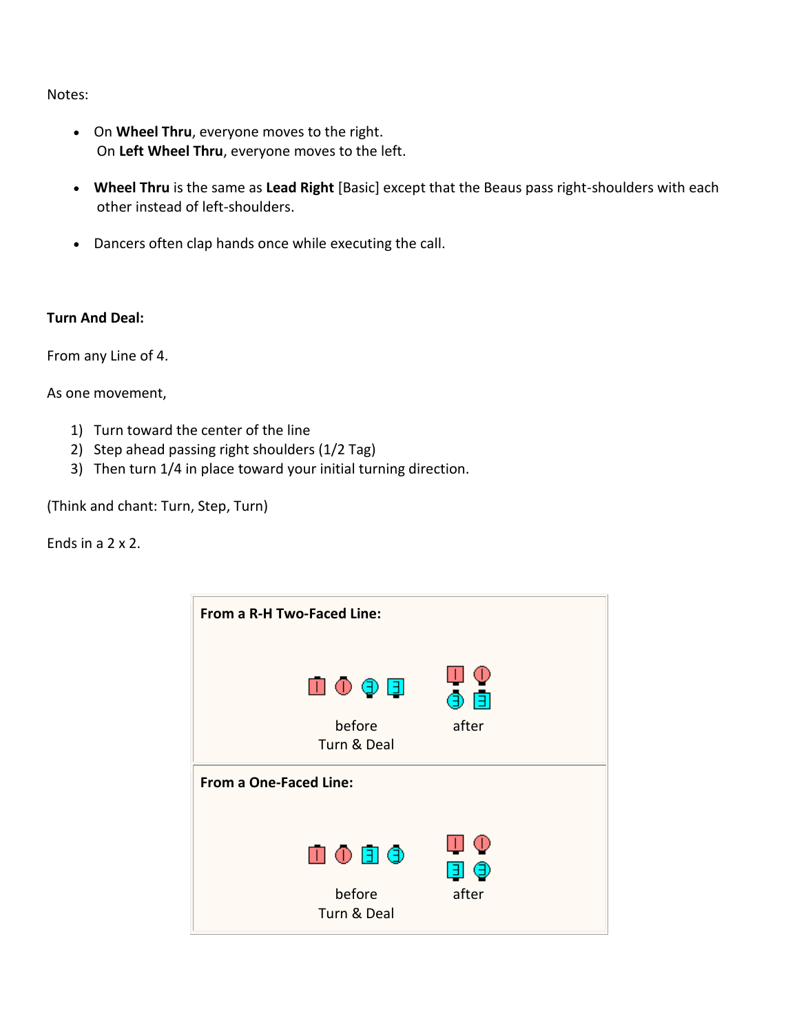Notes:

- On **Wheel Thru**, everyone moves to the right.
  On **Left Wheel Thru**, everyone moves to the left.

- **Wheel Thru** is the same as **Lead Right** [Basic] except that the Beaus pass right-shoulders with each other instead of left-shoulders.

- Dancers often clap hands once while executing the call.

**Turn And Deal:**

From any Line of 4.

As one movement,

1) Turn toward the center of the line
2) Step ahead passing right shoulders (1/2 Tag)
3) Then turn 1/4 in place toward your initial turning direction.

(Think and chant: Turn, Step, Turn)

Ends in a 2 x 2.

**From a R-H Two-Faced Line:**

before Turn & Deal after

**From a One-Faced Line:**

before Turn & Deal after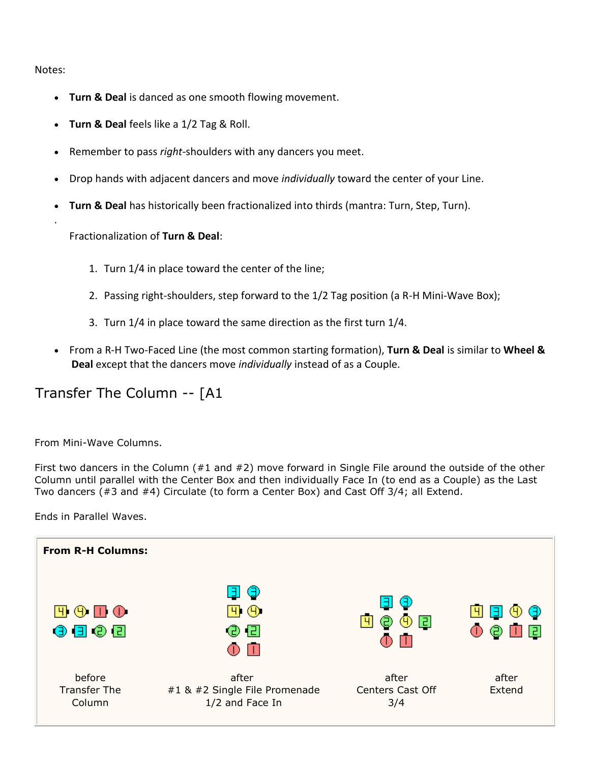Notes:

- **Turn & Deal** is danced as one smooth flowing movement.
- **Turn & Deal** feels like a 1/2 Tag & Roll.
- Remember to pass *right*-shoulders with any dancers you meet.
- Drop hands with adjacent dancers and move *individually* toward the center of your Line.
- **Turn & Deal** has historically been fractionalized into thirds (mantra: Turn, Step, Turn).

  Fractionalization of **Turn & Deal**:

  1. Turn 1/4 in place toward the center of the line;
  2. Passing right-shoulders, step forward to the 1/2 Tag position (a R-H Mini-Wave Box);
  3. Turn 1/4 in place toward the same direction as the first turn 1/4.

- From a R-H Two-Faced Line (the most common starting formation), **Turn & Deal** is similar to **Wheel & Deal** except that the dancers move *individually* instead of as a Couple.

## Transfer The Column -- [A1

From Mini-Wave Columns.

First two dancers in the Column (#1 and #2) move forward in Single File around the outside of the other Column until parallel with the Center Box and then individually Face In (to end as a Couple) as the Last Two dancers (#3 and #4) Circulate (to form a Center Box) and Cast Off 3/4; all Extend.

Ends in Parallel Waves.

**From R-H Columns:**

before Transfer The Column

after #1 & #2 Single File Promenade 1/2 and Face In

after Centers Cast Off 3/4

after Extend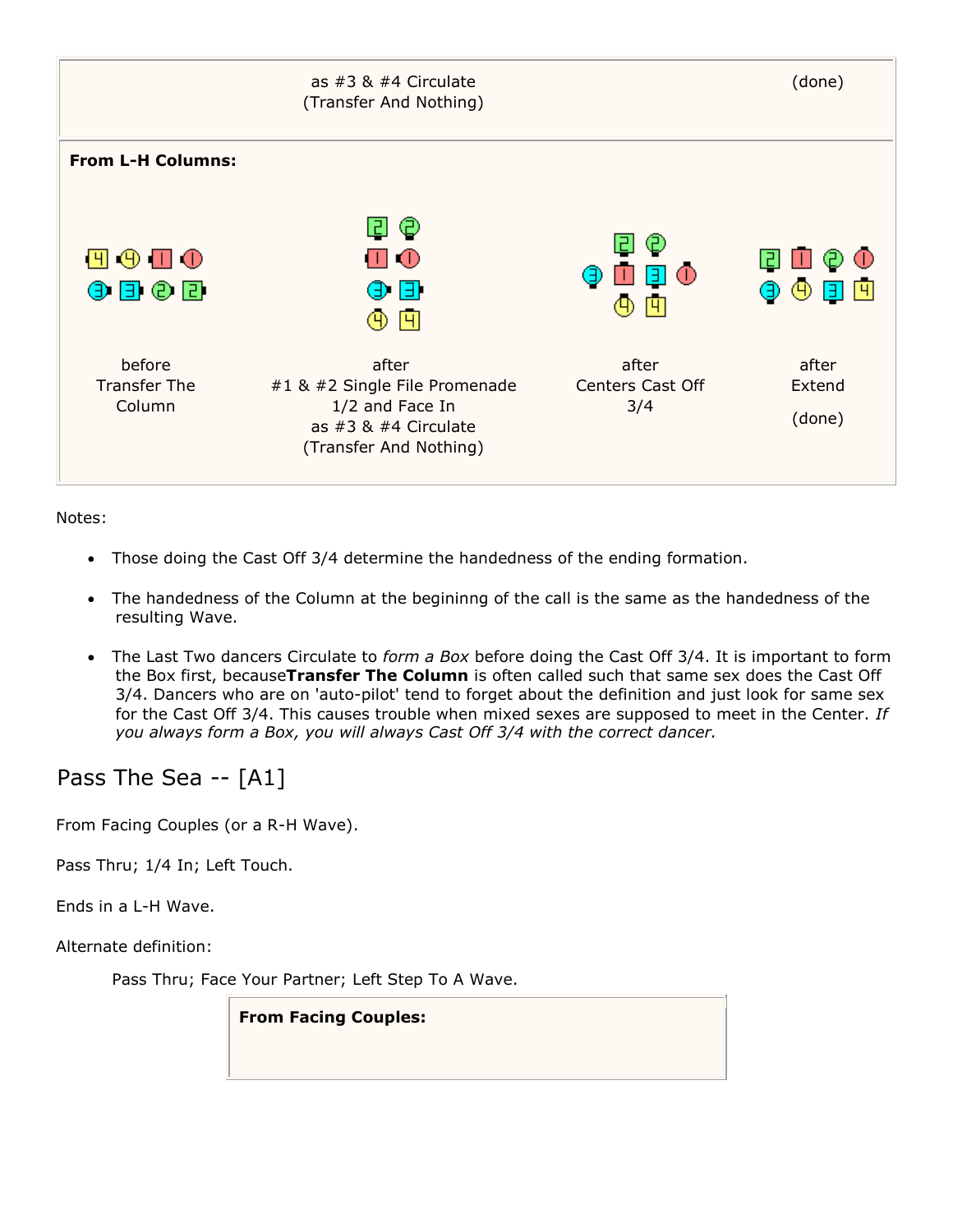| as #3 & #4 Circulate (Transfer And Nothing) | (done) |
|---|---|

**From L-H Columns:**

| before Transfer The Column | after #1 & #2 Single File Promenade 1/2 and Face In as #3 & #4 Circulate (Transfer And Nothing) | after Centers Cast Off 3/4 | after Extend (done) |
|---|---|---|---|

Notes:

- Those doing the Cast Off 3/4 determine the handedness of the ending formation.
- The handedness of the Column at the begininng of the call is the same as the handedness of the resulting Wave.
- The Last Two dancers Circulate to *form a Box* before doing the Cast Off 3/4. It is important to form the Box first, because**Transfer The Column** is often called such that same sex does the Cast Off 3/4. Dancers who are on 'auto-pilot' tend to forget about the definition and just look for same sex for the Cast Off 3/4. This causes trouble when mixed sexes are supposed to meet in the Center. *If you always form a Box, you will always Cast Off 3/4 with the correct dancer.*

## Pass The Sea -- [A1]

From Facing Couples (or a R-H Wave).

Pass Thru; 1/4 In; Left Touch.

Ends in a L-H Wave.

Alternate definition:

> Pass Thru; Face Your Partner; Left Step To A Wave.

**From Facing Couples:**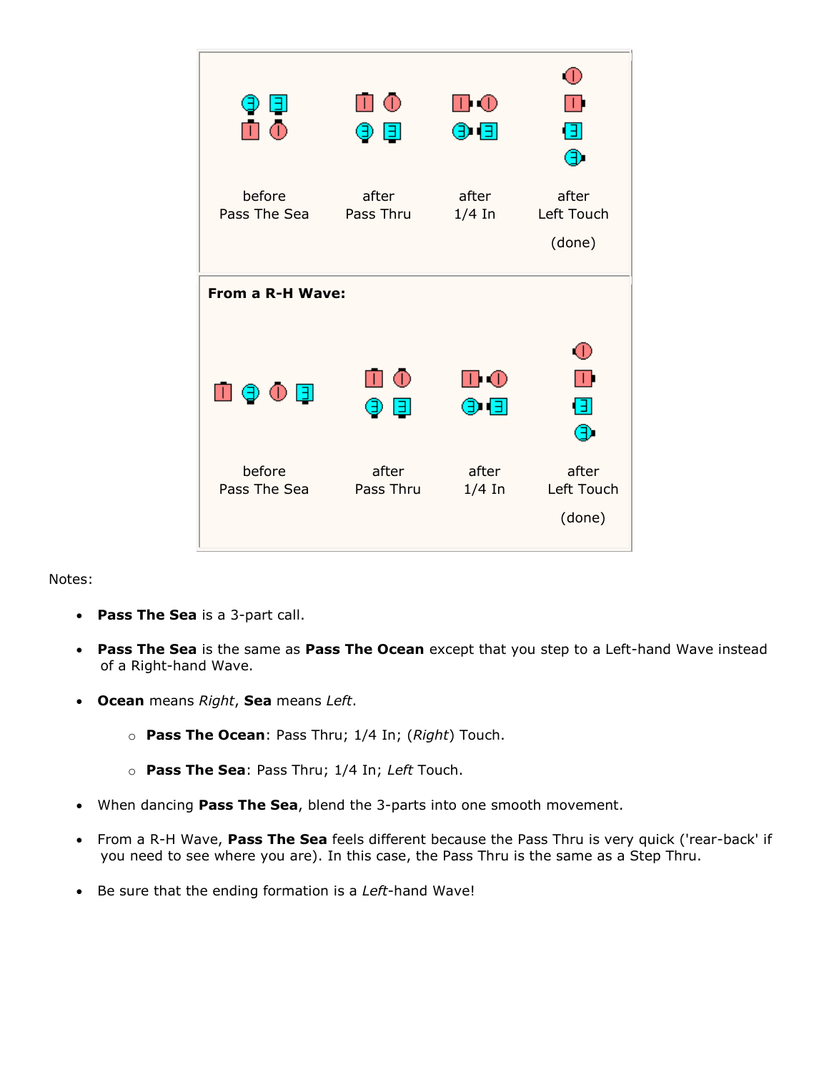before
Pass The Sea

after
Pass Thru

after
1/4 In

after
Left Touch

(done)

**From a R-H Wave:**

before
Pass The Sea

after
Pass Thru

after
1/4 In

after
Left Touch

(done)

Notes:

- **Pass The Sea** is a 3-part call.
- **Pass The Sea** is the same as **Pass The Ocean** except that you step to a Left-hand Wave instead of a Right-hand Wave.
- **Ocean** means *Right*, **Sea** means *Left*.
    - **Pass The Ocean**: Pass Thru; 1/4 In; (*Right*) Touch.
    - **Pass The Sea**: Pass Thru; 1/4 In; *Left* Touch.
- When dancing **Pass The Sea**, blend the 3-parts into one smooth movement.
- From a R-H Wave, **Pass The Sea** feels different because the Pass Thru is very quick ('rear-back' if you need to see where you are). In this case, the Pass Thru is the same as a Step Thru.
- Be sure that the ending formation is a *Left*-hand Wave!